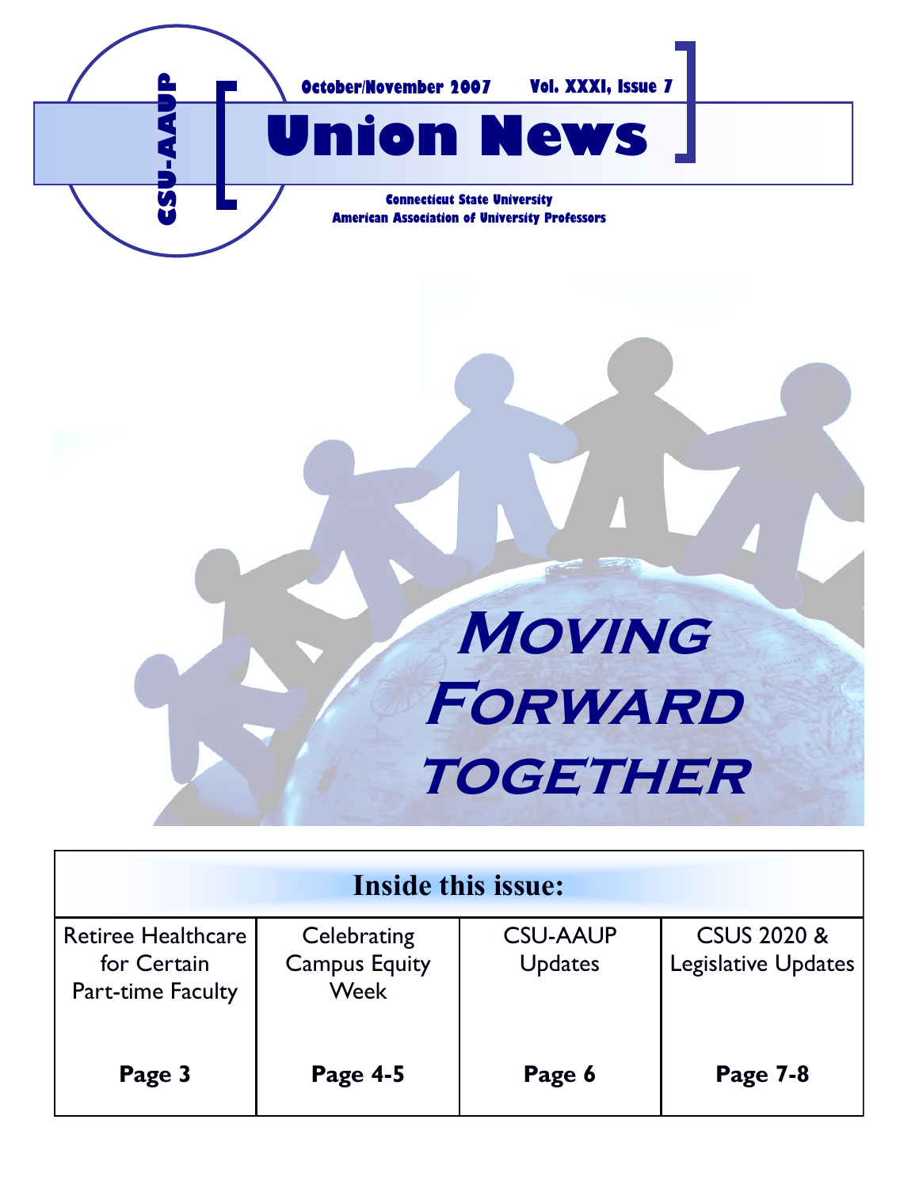CSU-AAUP

October/November 2007 Vol. XXXI, Issue 7

# Union News

Connecticut State University
American Association of University Professors

## Moving Forward together

| Inside this issue: | | | |
|---|---|---|---|
| Retiree Healthcare for Certain Part-time Faculty | Celebrating Campus Equity Week | CSU-AAUP Updates | CSUS 2020 & Legislative Updates |
| **Page 3** | **Page 4-5** | **Page 6** | **Page 7-8** |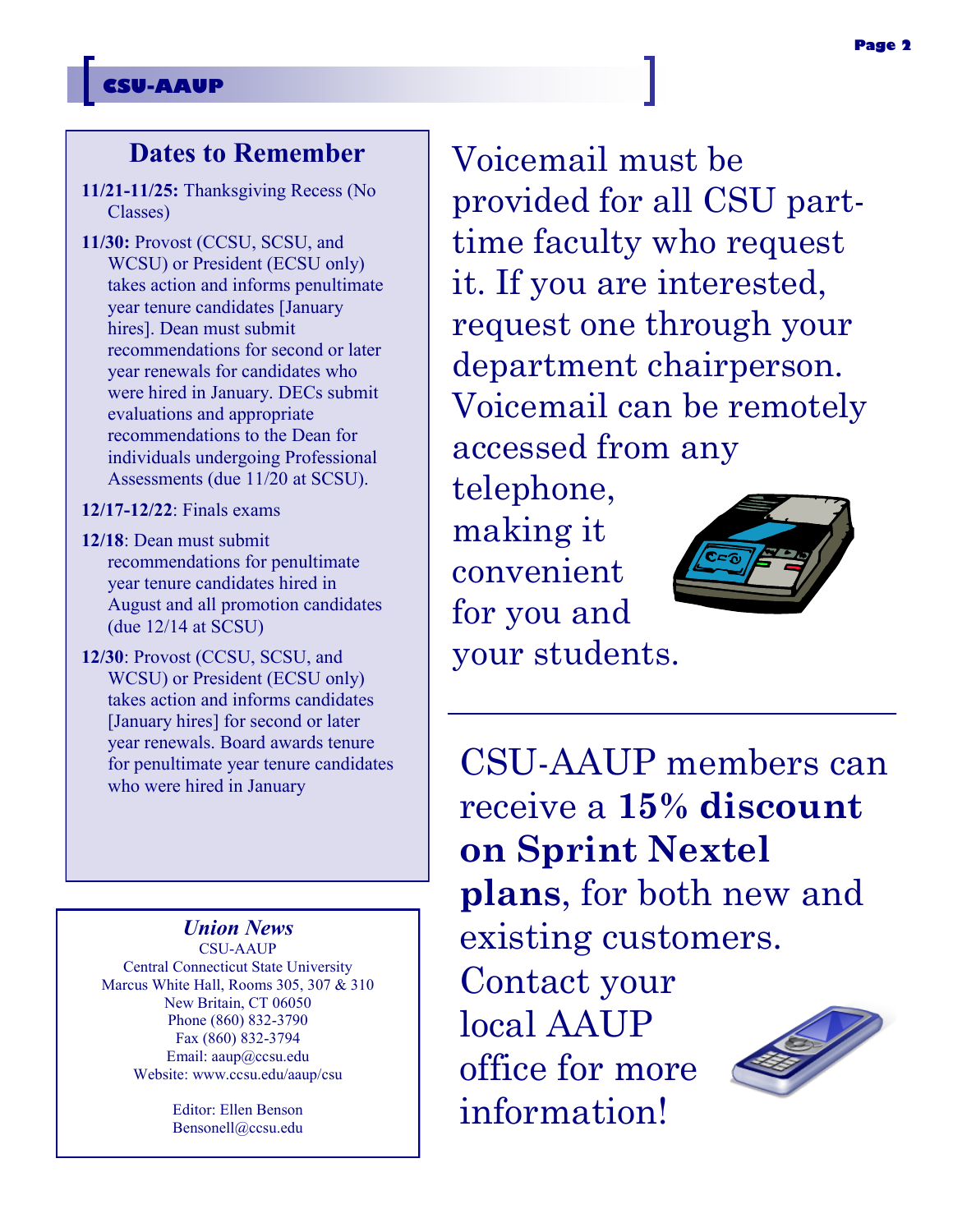## Dates to Remember

**11/21-11/25:** Thanksgiving Recess (No Classes)

**11/30:** Provost (CCSU, SCSU, and WCSU) or President (ECSU only) takes action and informs penultimate year tenure candidates [January hires]. Dean must submit recommendations for second or later year renewals for candidates who were hired in January. DECs submit evaluations and appropriate recommendations to the Dean for individuals undergoing Professional Assessments (due 11/20 at SCSU).

**12/17-12/22**: Finals exams

**12/18**: Dean must submit recommendations for penultimate year tenure candidates hired in August and all promotion candidates (due 12/14 at SCSU)

**12/30**: Provost (CCSU, SCSU, and WCSU) or President (ECSU only) takes action and informs candidates [January hires] for second or later year renewals. Board awards tenure for penultimate year tenure candidates who were hired in January

Voicemail must be provided for all CSU part-time faculty who request it. If you are interested, request one through your department chairperson. Voicemail can be remotely accessed from any telephone, making it convenient for you and your students.

---

CSU-AAUP members can receive a **15% discount on Sprint Nextel plans**, for both new and existing customers. Contact your local AAUP office for more information!

***Union News***

CSU-AAUP
Central Connecticut State University
Marcus White Hall, Rooms 305, 307 & 310
New Britain, CT 06050
Phone (860) 832-3790
Fax (860) 832-3794
Email: aaup@ccsu.edu
Website: www.ccsu.edu/aaup/csu

Editor: Ellen Benson
Bensonell@ccsu.edu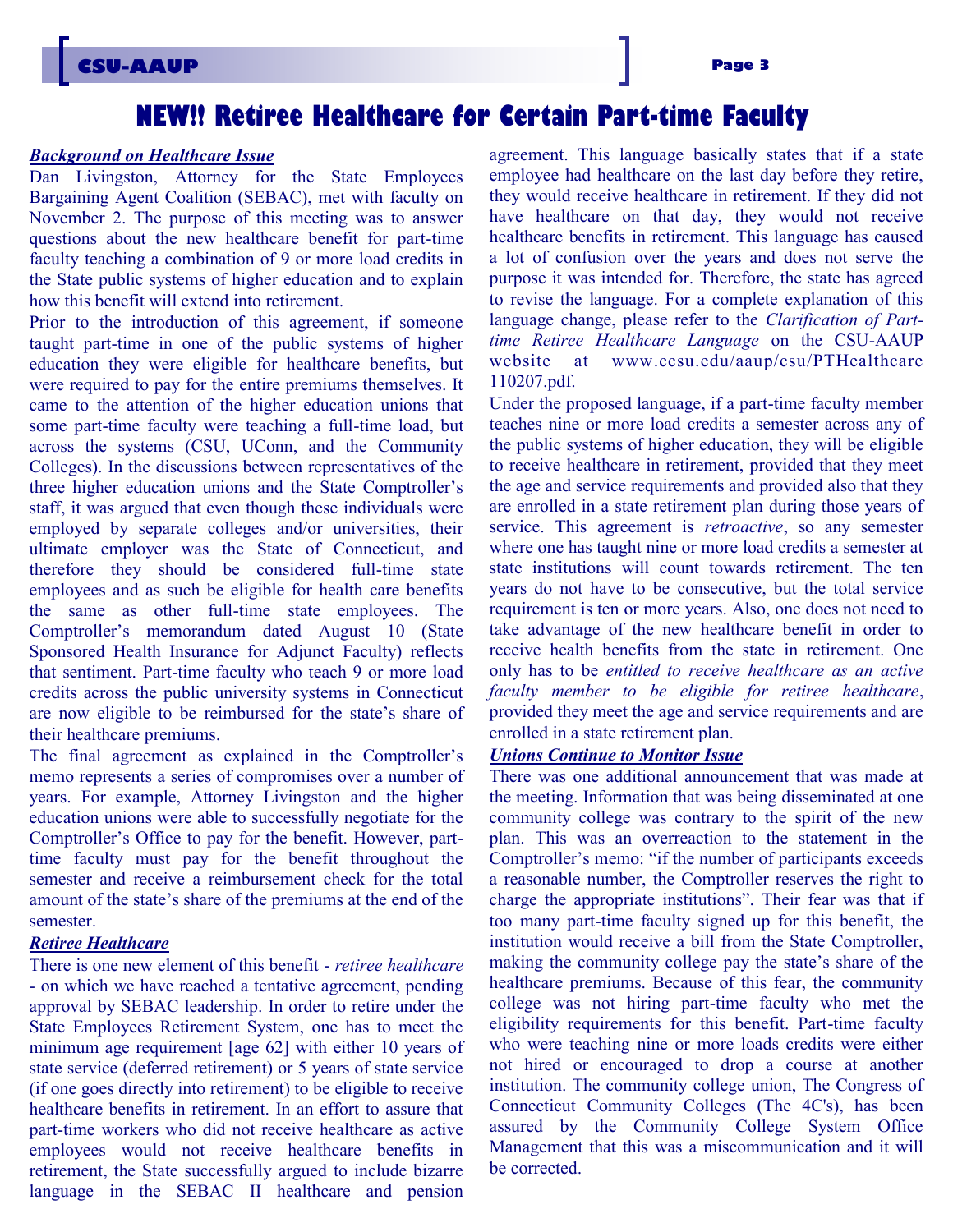# NEW!! Retiree Healthcare for Certain Part-time Faculty

***Background on Healthcare Issue***

Dan Livingston, Attorney for the State Employees Bargaining Agent Coalition (SEBAC), met with faculty on November 2. The purpose of this meeting was to answer questions about the new healthcare benefit for part-time faculty teaching a combination of 9 or more load credits in the State public systems of higher education and to explain how this benefit will extend into retirement.

Prior to the introduction of this agreement, if someone taught part-time in one of the public systems of higher education they were eligible for healthcare benefits, but were required to pay for the entire premiums themselves. It came to the attention of the higher education unions that some part-time faculty were teaching a full-time load, but across the systems (CSU, UConn, and the Community Colleges). In the discussions between representatives of the three higher education unions and the State Comptroller's staff, it was argued that even though these individuals were employed by separate colleges and/or universities, their ultimate employer was the State of Connecticut, and therefore they should be considered full-time state employees and as such be eligible for health care benefits the same as other full-time state employees. The Comptroller's memorandum dated August 10 (State Sponsored Health Insurance for Adjunct Faculty) reflects that sentiment. Part-time faculty who teach 9 or more load credits across the public university systems in Connecticut are now eligible to be reimbursed for the state's share of their healthcare premiums.

The final agreement as explained in the Comptroller's memo represents a series of compromises over a number of years. For example, Attorney Livingston and the higher education unions were able to successfully negotiate for the Comptroller's Office to pay for the benefit. However, part-time faculty must pay for the benefit throughout the semester and receive a reimbursement check for the total amount of the state's share of the premiums at the end of the semester.

***Retiree Healthcare***

There is one new element of this benefit - *retiree healthcare* - on which we have reached a tentative agreement, pending approval by SEBAC leadership. In order to retire under the State Employees Retirement System, one has to meet the minimum age requirement [age 62] with either 10 years of state service (deferred retirement) or 5 years of state service (if one goes directly into retirement) to be eligible to receive healthcare benefits in retirement. In an effort to assure that part-time workers who did not receive healthcare as active employees would not receive healthcare benefits in retirement, the State successfully argued to include bizarre language in the SEBAC II healthcare and pension agreement. This language basically states that if a state employee had healthcare on the last day before they retire, they would receive healthcare in retirement. If they did not have healthcare on that day, they would not receive healthcare benefits in retirement. This language has caused a lot of confusion over the years and does not serve the purpose it was intended for. Therefore, the state has agreed to revise the language. For a complete explanation of this language change, please refer to the *Clarification of Part-time Retiree Healthcare Language* on the CSU-AAUP website at www.ccsu.edu/aaup/csu/PTHealthcare 110207.pdf.

Under the proposed language, if a part-time faculty member teaches nine or more load credits a semester across any of the public systems of higher education, they will be eligible to receive healthcare in retirement, provided that they meet the age and service requirements and provided also that they are enrolled in a state retirement plan during those years of service. This agreement is *retroactive*, so any semester where one has taught nine or more load credits a semester at state institutions will count towards retirement. The ten years do not have to be consecutive, but the total service requirement is ten or more years. Also, one does not need to take advantage of the new healthcare benefit in order to receive health benefits from the state in retirement. One only has to be *entitled to receive healthcare as an active faculty member to be eligible for retiree healthcare*, provided they meet the age and service requirements and are enrolled in a state retirement plan.

***Unions Continue to Monitor Issue***

There was one additional announcement that was made at the meeting. Information that was being disseminated at one community college was contrary to the spirit of the new plan. This was an overreaction to the statement in the Comptroller's memo: "if the number of participants exceeds a reasonable number, the Comptroller reserves the right to charge the appropriate institutions". Their fear was that if too many part-time faculty signed up for this benefit, the institution would receive a bill from the State Comptroller, making the community college pay the state's share of the healthcare premiums. Because of this fear, the community college was not hiring part-time faculty who met the eligibility requirements for this benefit. Part-time faculty who were teaching nine or more loads credits were either not hired or encouraged to drop a course at another institution. The community college union, The Congress of Connecticut Community Colleges (The 4C's), has been assured by the Community College System Office Management that this was a miscommunication and it will be corrected.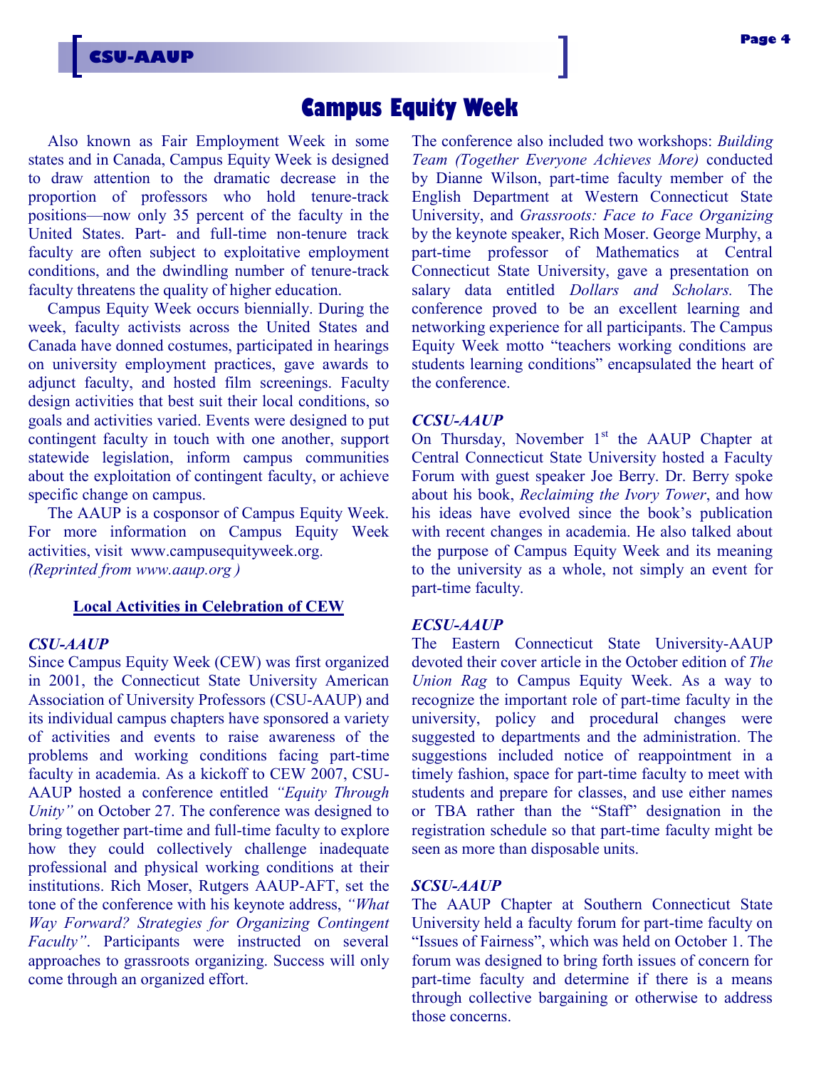# Campus Equity Week

Also known as Fair Employment Week in some states and in Canada, Campus Equity Week is designed to draw attention to the dramatic decrease in the proportion of professors who hold tenure-track positions—now only 35 percent of the faculty in the United States. Part- and full-time non-tenure track faculty are often subject to exploitative employment conditions, and the dwindling number of tenure-track faculty threatens the quality of higher education.

Campus Equity Week occurs biennially. During the week, faculty activists across the United States and Canada have donned costumes, participated in hearings on university employment practices, gave awards to adjunct faculty, and hosted film screenings. Faculty design activities that best suit their local conditions, so goals and activities varied. Events were designed to put contingent faculty in touch with one another, support statewide legislation, inform campus communities about the exploitation of contingent faculty, or achieve specific change on campus.

The AAUP is a cosponsor of Campus Equity Week. For more information on Campus Equity Week activities, visit www.campusequityweek.org.
*(Reprinted from www.aaup.org )*

## Local Activities in Celebration of CEW

### *CSU-AAUP*

Since Campus Equity Week (CEW) was first organized in 2001, the Connecticut State University American Association of University Professors (CSU-AAUP) and its individual campus chapters have sponsored a variety of activities and events to raise awareness of the problems and working conditions facing part-time faculty in academia. As a kickoff to CEW 2007, CSU-AAUP hosted a conference entitled *"Equity Through Unity"* on October 27. The conference was designed to bring together part-time and full-time faculty to explore how they could collectively challenge inadequate professional and physical working conditions at their institutions. Rich Moser, Rutgers AAUP-AFT, set the tone of the conference with his keynote address, *"What Way Forward? Strategies for Organizing Contingent Faculty"*. Participants were instructed on several approaches to grassroots organizing. Success will only come through an organized effort.

The conference also included two workshops: *Building Team (Together Everyone Achieves More)* conducted by Dianne Wilson, part-time faculty member of the English Department at Western Connecticut State University, and *Grassroots: Face to Face Organizing* by the keynote speaker, Rich Moser. George Murphy, a part-time professor of Mathematics at Central Connecticut State University, gave a presentation on salary data entitled *Dollars and Scholars.* The conference proved to be an excellent learning and networking experience for all participants. The Campus Equity Week motto "teachers working conditions are students learning conditions" encapsulated the heart of the conference.

### *CCSU-AAUP*

On Thursday, November 1st the AAUP Chapter at Central Connecticut State University hosted a Faculty Forum with guest speaker Joe Berry. Dr. Berry spoke about his book, *Reclaiming the Ivory Tower*, and how his ideas have evolved since the book's publication with recent changes in academia. He also talked about the purpose of Campus Equity Week and its meaning to the university as a whole, not simply an event for part-time faculty.

### *ECSU-AAUP*

The Eastern Connecticut State University-AAUP devoted their cover article in the October edition of *The Union Rag* to Campus Equity Week. As a way to recognize the important role of part-time faculty in the university, policy and procedural changes were suggested to departments and the administration. The suggestions included notice of reappointment in a timely fashion, space for part-time faculty to meet with students and prepare for classes, and use either names or TBA rather than the "Staff" designation in the registration schedule so that part-time faculty might be seen as more than disposable units.

### *SCSU-AAUP*

The AAUP Chapter at Southern Connecticut State University held a faculty forum for part-time faculty on "Issues of Fairness", which was held on October 1. The forum was designed to bring forth issues of concern for part-time faculty and determine if there is a means through collective bargaining or otherwise to address those concerns.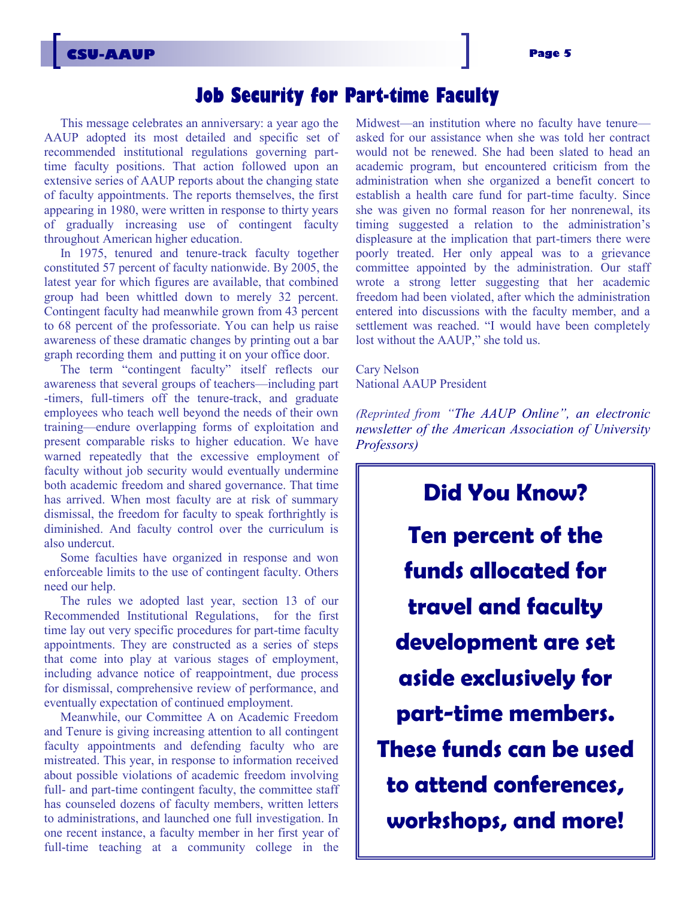# Job Security for Part-time Faculty

This message celebrates an anniversary: a year ago the AAUP adopted its most detailed and specific set of recommended institutional regulations governing part-time faculty positions. That action followed upon an extensive series of AAUP reports about the changing state of faculty appointments. The reports themselves, the first appearing in 1980, were written in response to thirty years of gradually increasing use of contingent faculty throughout American higher education.

In 1975, tenured and tenure-track faculty together constituted 57 percent of faculty nationwide. By 2005, the latest year for which figures are available, that combined group had been whittled down to merely 32 percent. Contingent faculty had meanwhile grown from 43 percent to 68 percent of the professoriate. You can help us raise awareness of these dramatic changes by printing out a bar graph recording them and putting it on your office door.

The term "contingent faculty" itself reflects our awareness that several groups of teachers—including part-timers, full-timers off the tenure-track, and graduate employees who teach well beyond the needs of their own training—endure overlapping forms of exploitation and present comparable risks to higher education. We have warned repeatedly that the excessive employment of faculty without job security would eventually undermine both academic freedom and shared governance. That time has arrived. When most faculty are at risk of summary dismissal, the freedom for faculty to speak forthrightly is diminished. And faculty control over the curriculum is also undercut.

Some faculties have organized in response and won enforceable limits to the use of contingent faculty. Others need our help.

The rules we adopted last year, section 13 of our Recommended Institutional Regulations, for the first time lay out very specific procedures for part-time faculty appointments. They are constructed as a series of steps that come into play at various stages of employment, including advance notice of reappointment, due process for dismissal, comprehensive review of performance, and eventually expectation of continued employment.

Meanwhile, our Committee A on Academic Freedom and Tenure is giving increasing attention to all contingent faculty appointments and defending faculty who are mistreated. This year, in response to information received about possible violations of academic freedom involving full- and part-time contingent faculty, the committee staff has counseled dozens of faculty members, written letters to administrations, and launched one full investigation. In one recent instance, a faculty member in her first year of full-time teaching at a community college in the Midwest—an institution where no faculty have tenure—asked for our assistance when she was told her contract would not be renewed. She had been slated to head an academic program, but encountered criticism from the administration when she organized a benefit concert to establish a health care fund for part-time faculty. Since she was given no formal reason for her nonrenewal, its timing suggested a relation to the administration's displeasure at the implication that part-timers there were poorly treated. Her only appeal was to a grievance committee appointed by the administration. Our staff wrote a strong letter suggesting that her academic freedom had been violated, after which the administration entered into discussions with the faculty member, and a settlement was reached. "I would have been completely lost without the AAUP," she told us.

Cary Nelson
National AAUP President

*(Reprinted from "The AAUP Online", an electronic newsletter of the American Association of University Professors)*

## Did You Know?

**Ten percent of the funds allocated for travel and faculty development are set aside exclusively for part-time members. These funds can be used to attend conferences, workshops, and more!**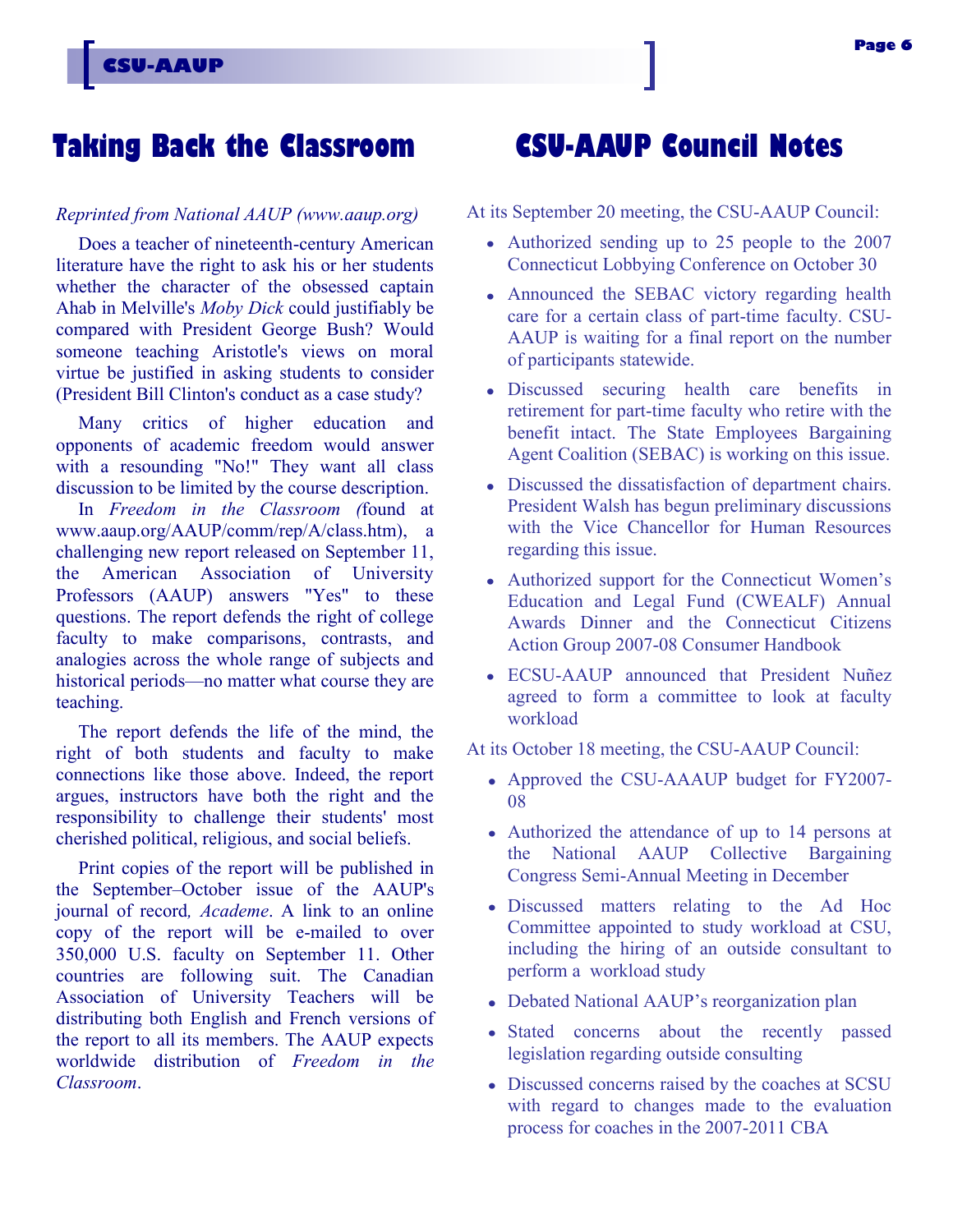## Taking Back the Classroom

*Reprinted from National AAUP (www.aaup.org)*

Does a teacher of nineteenth-century American literature have the right to ask his or her students whether the character of the obsessed captain Ahab in Melville's *Moby Dick* could justifiably be compared with President George Bush? Would someone teaching Aristotle's views on moral virtue be justified in asking students to consider (President Bill Clinton's conduct as a case study?

Many critics of higher education and opponents of academic freedom would answer with a resounding "No!" They want all class discussion to be limited by the course description. In *Freedom in the Classroom (*found at www.aaup.org/AAUP/comm/rep/A/class.htm), a challenging new report released on September 11, the American Association of University Professors (AAUP) answers "Yes" to these questions. The report defends the right of college faculty to make comparisons, contrasts, and analogies across the whole range of subjects and historical periods—no matter what course they are teaching.

The report defends the life of the mind, the right of both students and faculty to make connections like those above. Indeed, the report argues, instructors have both the right and the responsibility to challenge their students' most cherished political, religious, and social beliefs.

Print copies of the report will be published in the September–October issue of the AAUP's journal of record*, Academe*. A link to an online copy of the report will be e-mailed to over 350,000 U.S. faculty on September 11. Other countries are following suit. The Canadian Association of University Teachers will be distributing both English and French versions of the report to all its members. The AAUP expects worldwide distribution of *Freedom in the Classroom*.

## CSU-AAUP Council Notes

At its September 20 meeting, the CSU-AAUP Council:

- Authorized sending up to 25 people to the 2007 Connecticut Lobbying Conference on October 30
- Announced the SEBAC victory regarding health care for a certain class of part-time faculty. CSU-AAUP is waiting for a final report on the number of participants statewide.
- Discussed securing health care benefits in retirement for part-time faculty who retire with the benefit intact. The State Employees Bargaining Agent Coalition (SEBAC) is working on this issue.
- Discussed the dissatisfaction of department chairs. President Walsh has begun preliminary discussions with the Vice Chancellor for Human Resources regarding this issue.
- Authorized support for the Connecticut Women's Education and Legal Fund (CWEALF) Annual Awards Dinner and the Connecticut Citizens Action Group 2007-08 Consumer Handbook
- ECSU-AAUP announced that President Nuñez agreed to form a committee to look at faculty workload

At its October 18 meeting, the CSU-AAUP Council:

- Approved the CSU-AAAUP budget for FY2007-08
- Authorized the attendance of up to 14 persons at the National AAUP Collective Bargaining Congress Semi-Annual Meeting in December
- Discussed matters relating to the Ad Hoc Committee appointed to study workload at CSU, including the hiring of an outside consultant to perform a workload study
- Debated National AAUP's reorganization plan
- Stated concerns about the recently passed legislation regarding outside consulting
- Discussed concerns raised by the coaches at SCSU with regard to changes made to the evaluation process for coaches in the 2007-2011 CBA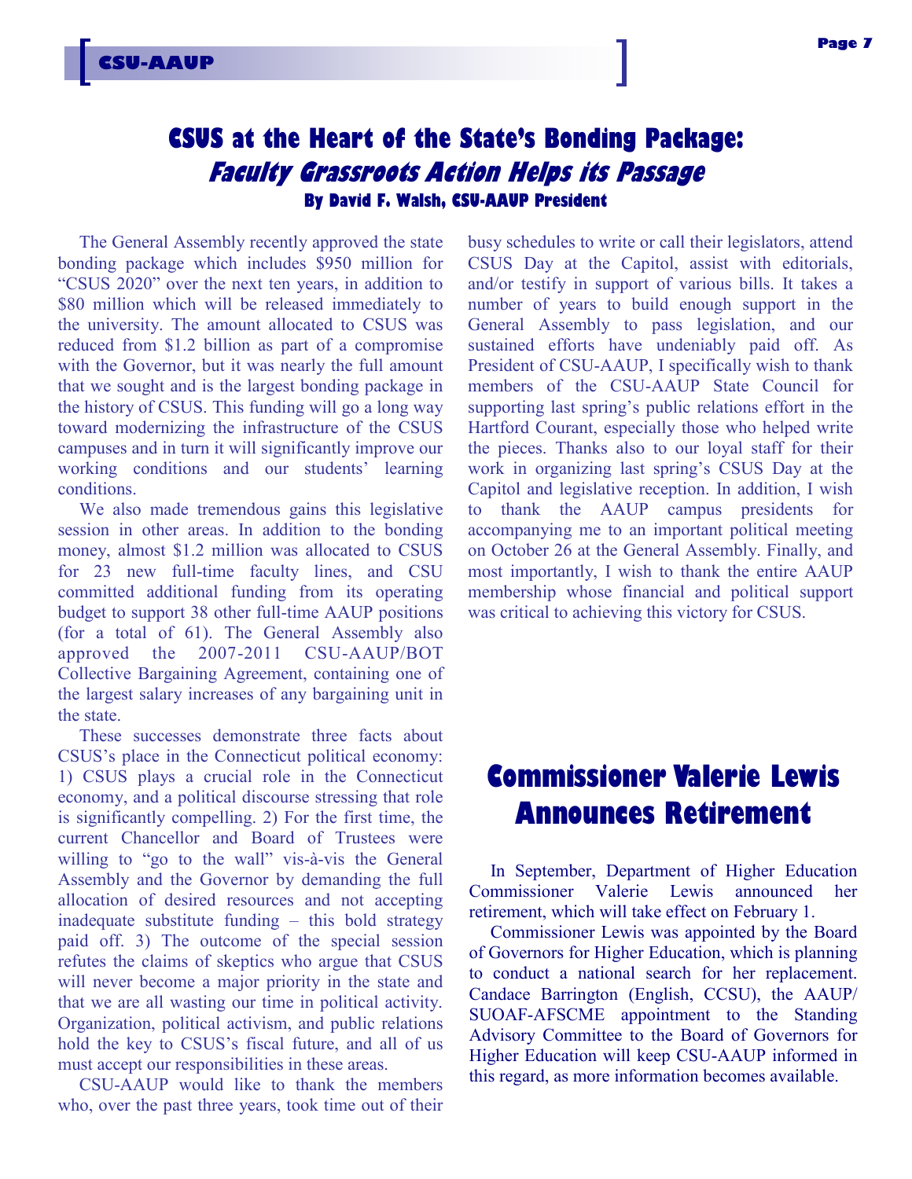# CSUS at the Heart of the State's Bonding Package: *Faculty Grassroots Action Helps its Passage*

**By David F. Walsh, CSU-AAUP President**

The General Assembly recently approved the state bonding package which includes $950 million for "CSUS 2020" over the next ten years, in addition to $80 million which will be released immediately to the university. The amount allocated to CSUS was reduced from $1.2 billion as part of a compromise with the Governor, but it was nearly the full amount that we sought and is the largest bonding package in the history of CSUS. This funding will go a long way toward modernizing the infrastructure of the CSUS campuses and in turn it will significantly improve our working conditions and our students' learning conditions.

We also made tremendous gains this legislative session in other areas. In addition to the bonding money, almost $1.2 million was allocated to CSUS for 23 new full-time faculty lines, and CSU committed additional funding from its operating budget to support 38 other full-time AAUP positions (for a total of 61). The General Assembly also approved the 2007-2011 CSU-AAUP/BOT Collective Bargaining Agreement, containing one of the largest salary increases of any bargaining unit in the state.

These successes demonstrate three facts about CSUS's place in the Connecticut political economy: 1) CSUS plays a crucial role in the Connecticut economy, and a political discourse stressing that role is significantly compelling. 2) For the first time, the current Chancellor and Board of Trustees were willing to "go to the wall" vis-à-vis the General Assembly and the Governor by demanding the full allocation of desired resources and not accepting inadequate substitute funding – this bold strategy paid off. 3) The outcome of the special session refutes the claims of skeptics who argue that CSUS will never become a major priority in the state and that we are all wasting our time in political activity. Organization, political activism, and public relations hold the key to CSUS's fiscal future, and all of us must accept our responsibilities in these areas.

CSU-AAUP would like to thank the members who, over the past three years, took time out of their busy schedules to write or call their legislators, attend CSUS Day at the Capitol, assist with editorials, and/or testify in support of various bills. It takes a number of years to build enough support in the General Assembly to pass legislation, and our sustained efforts have undeniably paid off. As President of CSU-AAUP, I specifically wish to thank members of the CSU-AAUP State Council for supporting last spring's public relations effort in the Hartford Courant, especially those who helped write the pieces. Thanks also to our loyal staff for their work in organizing last spring's CSUS Day at the Capitol and legislative reception. In addition, I wish to thank the AAUP campus presidents for accompanying me to an important political meeting on October 26 at the General Assembly. Finally, and most importantly, I wish to thank the entire AAUP membership whose financial and political support was critical to achieving this victory for CSUS.

# Commissioner Valerie Lewis Announces Retirement

In September, Department of Higher Education Commissioner Valerie Lewis announced her retirement, which will take effect on February 1.

Commissioner Lewis was appointed by the Board of Governors for Higher Education, which is planning to conduct a national search for her replacement. Candace Barrington (English, CCSU), the AAUP/SUOAF-AFSCME appointment to the Standing Advisory Committee to the Board of Governors for Higher Education will keep CSU-AAUP informed in this regard, as more information becomes available.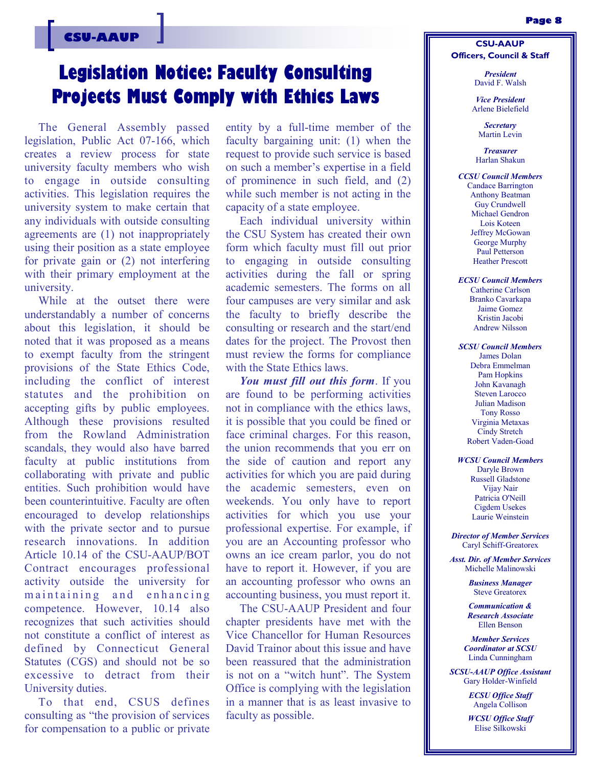# Legislation Notice: Faculty Consulting Projects Must Comply with Ethics Laws

The General Assembly passed legislation, Public Act 07-166, which creates a review process for state university faculty members who wish to engage in outside consulting activities. This legislation requires the university system to make certain that any individuals with outside consulting agreements are (1) not inappropriately using their position as a state employee for private gain or (2) not interfering with their primary employment at the university.

While at the outset there were understandably a number of concerns about this legislation, it should be noted that it was proposed as a means to exempt faculty from the stringent provisions of the State Ethics Code, including the conflict of interest statutes and the prohibition on accepting gifts by public employees. Although these provisions resulted from the Rowland Administration scandals, they would also have barred faculty at public institutions from collaborating with private and public entities. Such prohibition would have been counterintuitive. Faculty are often encouraged to develop relationships with the private sector and to pursue research innovations. In addition Article 10.14 of the CSU-AAUP/BOT Contract encourages professional activity outside the university for maintaining and enhancing competence. However, 10.14 also recognizes that such activities should not constitute a conflict of interest as defined by Connecticut General Statutes (CGS) and should not be so excessive to detract from their University duties.

To that end, CSUS defines consulting as "the provision of services for compensation to a public or private entity by a full-time member of the faculty bargaining unit: (1) when the request to provide such service is based on such a member's expertise in a field of prominence in such field, and (2) while such member is not acting in the capacity of a state employee.

Each individual university within the CSU System has created their own form which faculty must fill out prior to engaging in outside consulting activities during the fall or spring academic semesters. The forms on all four campuses are very similar and ask the faculty to briefly describe the consulting or research and the start/end dates for the project. The Provost then must review the forms for compliance with the State Ethics laws.

***You must fill out this form***. If you are found to be performing activities not in compliance with the ethics laws, it is possible that you could be fined or face criminal charges. For this reason, the union recommends that you err on the side of caution and report any activities for which you are paid during the academic semesters, even on weekends. You only have to report activities for which you use your professional expertise. For example, if you are an Accounting professor who owns an ice cream parlor, you do not have to report it. However, if you are an accounting professor who owns an accounting business, you must report it.

The CSU-AAUP President and four chapter presidents have met with the Vice Chancellor for Human Resources David Trainor about this issue and have been reassured that the administration is not on a "witch hunt". The System Office is complying with the legislation in a manner that is as least invasive to faculty as possible.

---

**CSU-AAUP Officers, Council & Staff**

***President***
David F. Walsh

***Vice President***
Arlene Bielefield

***Secretary***
Martin Levin

***Treasurer***
Harlan Shakun

***CCSU Council Members***
Candace Barrington
Anthony Beatman
Guy Crundwell
Michael Gendron
Lois Koteen
Jeffrey McGowan
George Murphy
Paul Petterson
Heather Prescott

***ECSU Council Members***
Catherine Carlson
Branko Cavarkapa
Jaime Gomez
Kristin Jacobi
Andrew Nilsson

***SCSU Council Members***
James Dolan
Debra Emmelman
Pam Hopkins
John Kavanagh
Steven Larocco
Julian Madison
Tony Rosso
Virginia Metaxas
Cindy Stretch
Robert Vaden-Goad

***WCSU Council Members***
Daryle Brown
Russell Gladstone
Vijay Nair
Patricia O'Neill
Cigdem Usekes
Laurie Weinstein

***Director of Member Services***
Caryl Schiff-Greatorex

***Asst. Dir. of Member Services***
Michelle Malinowski

***Business Manager***
Steve Greatorex

***Communication & Research Associate***
Ellen Benson

***Member Services Coordinator at SCSU***
Linda Cunningham

***SCSU-AAUP Office Assistant***
Gary Holder-Winfield

***ECSU Office Staff***
Angela Collison

***WCSU Office Staff***
Elise Silkowski